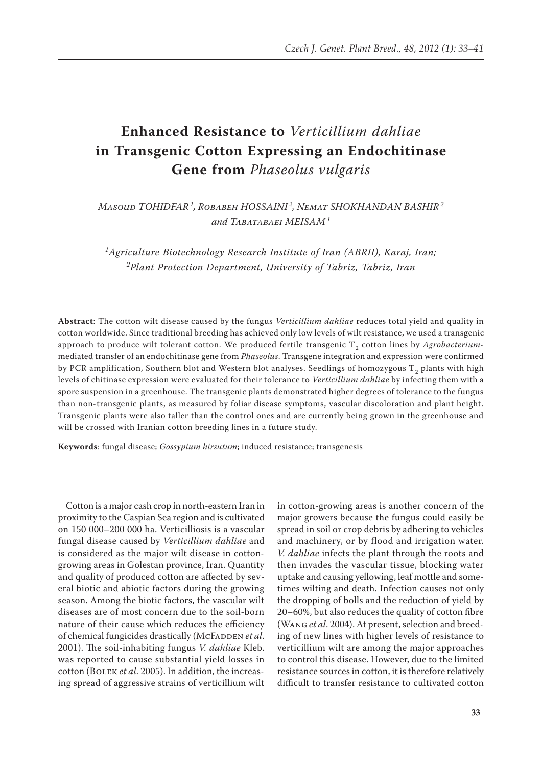# Enhanced Resistance to *Verticillium dahliae* in Transgenic Cotton Expressing an Endochitinase Gene from *Phaseolus vulgaris*

*Masoud TOHIDFAR*[1], *Robabeh HOSSAINI*[2], *Nemat SHOKHANDAN BASHIR*[2] *and Tabatabaei MEISAM*[1]

[1]*Agriculture Biotechnology Research Institute of Iran (ABRII), Karaj, Iran;* [2]*Plant Protection Department, University of Tabriz, Tabriz, Iran*

**Abstract**: The cotton wilt disease caused by the fungus *Verticillium dahliae* reduces total yield and quality in cotton worldwide. Since traditional breeding has achieved only low levels of wilt resistance, we used a transgenic approach to produce wilt tolerant cotton. We produced fertile transgenic $T_2$ cotton lines by *Agrobacterium*-mediated transfer of an endochitinase gene from *Phaseolus*. Transgene integration and expression were confirmed by PCR amplification, Southern blot and Western blot analyses. Seedlings of homozygous $T_2$ plants with high levels of chitinase expression were evaluated for their tolerance to *Verticillium dahliae* by infecting them with a spore suspension in a greenhouse. The transgenic plants demonstrated higher degrees of tolerance to the fungus than non-transgenic plants, as measured by foliar disease symptoms, vascular discoloration and plant height. Transgenic plants were also taller than the control ones and are currently being grown in the greenhouse and will be crossed with Iranian cotton breeding lines in a future study.

**Keywords**: fungal disease; *Gossypium hirsutum*; induced resistance; transgenesis

Cotton is a major cash crop in north-eastern Iran in proximity to the Caspian Sea region and is cultivated on 150 000–200 000 ha. Verticilliosis is a vascular fungal disease caused by *Verticillium dahliae* and is considered as the major wilt disease in cotton-growing areas in Golestan province, Iran. Quantity and quality of produced cotton are affected by several biotic and abiotic factors during the growing season. Among the biotic factors, the vascular wilt diseases are of most concern due to the soil-born nature of their cause which reduces the efficiency of chemical fungicides drastically (McFadden *et al*. 2001). The soil-inhabiting fungus *V. dahliae* Kleb. was reported to cause substantial yield losses in cotton (Bolek *et al*. 2005). In addition, the increasing spread of aggressive strains of verticillium wilt in cotton-growing areas is another concern of the major growers because the fungus could easily be spread in soil or crop debris by adhering to vehicles and machinery, or by flood and irrigation water. *V. dahliae* infects the plant through the roots and then invades the vascular tissue, blocking water uptake and causing yellowing, leaf mottle and sometimes wilting and death. Infection causes not only the dropping of bolls and the reduction of yield by 20–60%, but also reduces the quality of cotton fibre (Wang *et al*. 2004). At present, selection and breeding of new lines with higher levels of resistance to verticillium wilt are among the major approaches to control this disease. However, due to the limited resistance sources in cotton, it is therefore relatively difficult to transfer resistance to cultivated cotton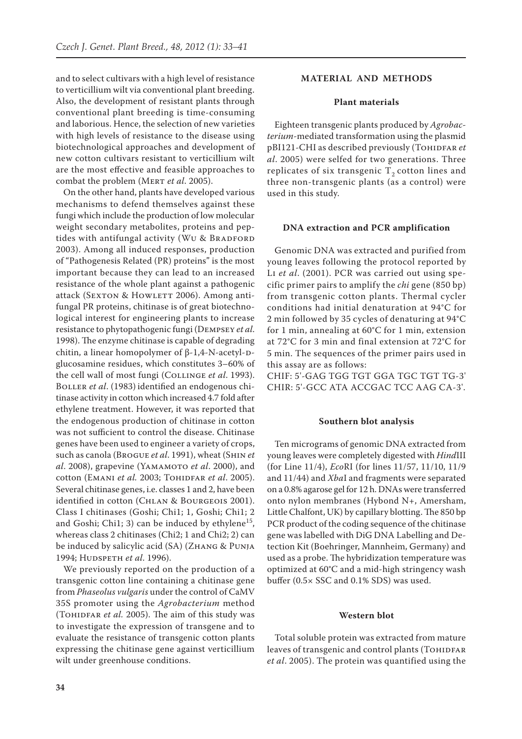and to select cultivars with a high level of resistance to verticillium wilt via conventional plant breeding. Also, the development of resistant plants through conventional plant breeding is time-consuming and laborious. Hence, the selection of new varieties with high levels of resistance to the disease using biotechnological approaches and development of new cotton cultivars resistant to verticillium wilt are the most effective and feasible approaches to combat the problem (Mert *et al*. 2005).

On the other hand, plants have developed various mechanisms to defend themselves against these fungi which include the production of low molecular weight secondary metabolites, proteins and peptides with antifungal activity (Wu & Bradford 2003). Among all induced responses, production of "Pathogenesis Related (PR) proteins" is the most important because they can lead to an increased resistance of the whole plant against a pathogenic attack (Sexton & Howlett 2006). Among antifungal PR proteins, chitinase is of great biotechnological interest for engineering plants to increase resistance to phytopathogenic fungi (Dempsey *et al*. 1998). The enzyme chitinase is capable of degrading chitin, a linear homopolymer of β-1,4-N-acetyl-D-glucosamine residues, which constitutes 3–60% of the cell wall of most fungi (Collinge *et al*. 1993). Boller *et al*. (1983) identified an endogenous chitinase activity in cotton which increased 4.7 fold after ethylene treatment. However, it was reported that the endogenous production of chitinase in cotton was not sufficient to control the disease. Chitinase genes have been used to engineer a variety of crops, such as canola (Brogue *et al*. 1991), wheat (Shin *et al*. 2008), grapevine (Yamamoto *et al*. 2000), and cotton (Emani *et al.* 2003; Tohidfar *et al*. 2005). Several chitinase genes, i.e. classes 1 and 2, have been identified in cotton (Chlan & Bourgeois 2001). Class I chitinases (Goshi; Chi1; 1, Goshi; Chi1; 2 and Goshi; Chi1; 3) can be induced by ethylene[15], whereas class 2 chitinases (Chi2; 1 and Chi2; 2) can be induced by salicylic acid (SA) (Zhang & Punja 1994; Hudspeth *et al*. 1996).

We previously reported on the production of a transgenic cotton line containing a chitinase gene from *Phaseolus vulgaris* under the control of CaMV 35S promoter using the *Agrobacterium* method (Tohidfar *et al.* 2005). The aim of this study was to investigate the expression of transgene and to evaluate the resistance of transgenic cotton plants expressing the chitinase gene against verticillium wilt under greenhouse conditions.

## MATERIAL AND METHODS

### Plant materials

Eighteen transgenic plants produced by *Agrobacterium*-mediated transformation using the plasmid pBI121-CHI as described previously (Tohidfar *et al*. 2005) were selfed for two generations. Three replicates of six transgenic $T_2$ cotton lines and three non-transgenic plants (as a control) were used in this study.

### DNA extraction and PCR amplification

Genomic DNA was extracted and purified from young leaves following the protocol reported by Li *et al*. (2001). PCR was carried out using specific primer pairs to amplify the *chi* gene (850 bp) from transgenic cotton plants. Thermal cycler conditions had initial denaturation at 94°C for 2 min followed by 35 cycles of denaturing at 94°C for 1 min, annealing at 60°C for 1 min, extension at 72°C for 3 min and final extension at 72°C for 5 min. The sequences of the primer pairs used in this assay are as follows:

CHIF: 5'-GAG TGG TGT GGA TGC TGT TG-3'
CHIR: 5'-GCC ATA ACCGAC TCC AAG CA-3'.

### Southern blot analysis

Ten micrograms of genomic DNA extracted from young leaves were completely digested with *Hind*III (for Line 11/4), *Eco*RI (for lines 11/57, 11/10, 11/9 and 11/44) and *Xba*I and fragments were separated on a 0.8% agarose gel for 12 h. DNAs were transferred onto nylon membranes (Hybond N+, Amersham, Little Chalfont, UK) by capillary blotting. The 850 bp PCR product of the coding sequence of the chitinase gene was labelled with DiG DNA Labelling and Detection Kit (Boehringer, Mannheim, Germany) and used as a probe. The hybridization temperature was optimized at 60°C and a mid-high stringency wash buffer (0.5× SSC and 0.1% SDS) was used.

### Western blot

Total soluble protein was extracted from mature leaves of transgenic and control plants (Tohidfar *et al*. 2005). The protein was quantified using the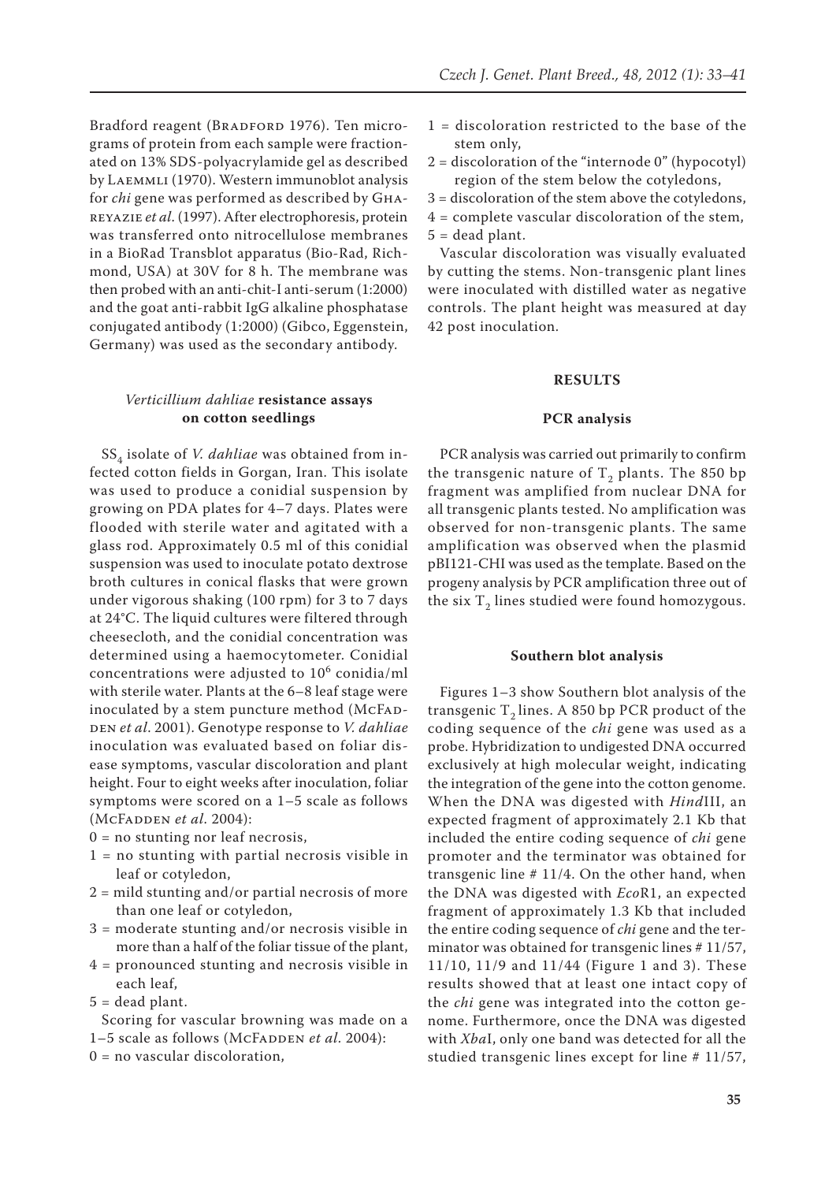Bradford reagent (Bradford 1976). Ten micrograms of protein from each sample were fractionated on 13% SDS-polyacrylamide gel as described by Laemmli (1970). Western immunoblot analysis for *chi* gene was performed as described by Ghareyazie *et al*. (1997). After electrophoresis, protein was transferred onto nitrocellulose membranes in a BioRad Transblot apparatus (Bio-Rad, Richmond, USA) at 30V for 8 h. The membrane was then probed with an anti-chit-I anti-serum (1:2000) and the goat anti-rabbit IgG alkaline phosphatase conjugated antibody (1:2000) (Gibco, Eggenstein, Germany) was used as the secondary antibody.

### *Verticillium dahliae* resistance assays on cotton seedlings

$SS_4$ isolate of *V. dahliae* was obtained from infected cotton fields in Gorgan, Iran. This isolate was used to produce a conidial suspension by growing on PDA plates for 4–7 days. Plates were flooded with sterile water and agitated with a glass rod. Approximately 0.5 ml of this conidial suspension was used to inoculate potato dextrose broth cultures in conical flasks that were grown under vigorous shaking (100 rpm) for 3 to 7 days at 24°C. The liquid cultures were filtered through cheesecloth, and the conidial concentration was determined using a haemocytometer. Conidial concentrations were adjusted to $10^6$ conidia/ml with sterile water. Plants at the 6–8 leaf stage were inoculated by a stem puncture method (McFadden *et al*. 2001). Genotype response to *V. dahliae* inoculation was evaluated based on foliar disease symptoms, vascular discoloration and plant height. Four to eight weeks after inoculation, foliar symptoms were scored on a 1–5 scale as follows (McFadden *et al.* 2004):

0 = no stunting nor leaf necrosis,
1 = no stunting with partial necrosis visible in leaf or cotyledon,
2 = mild stunting and/or partial necrosis of more than one leaf or cotyledon,
3 = moderate stunting and/or necrosis visible in more than a half of the foliar tissue of the plant,
4 = pronounced stunting and necrosis visible in each leaf,
5 = dead plant.

Scoring for vascular browning was made on a 1–5 scale as follows (McFadden *et al*. 2004):

0 = no vascular discoloration,
1 = discoloration restricted to the base of the stem only,
2 = discoloration of the "internode 0" (hypocotyl) region of the stem below the cotyledons,
3 = discoloration of the stem above the cotyledons,
4 = complete vascular discoloration of the stem,
5 = dead plant.

Vascular discoloration was visually evaluated by cutting the stems. Non-transgenic plant lines were inoculated with distilled water as negative controls. The plant height was measured at day 42 post inoculation.

## RESULTS

### PCR analysis

PCR analysis was carried out primarily to confirm the transgenic nature of $T_2$ plants. The 850 bp fragment was amplified from nuclear DNA for all transgenic plants tested. No amplification was observed for non-transgenic plants. The same amplification was observed when the plasmid pBI121-CHI was used as the template. Based on the progeny analysis by PCR amplification three out of the six $T_2$ lines studied were found homozygous.

### Southern blot analysis

Figures 1–3 show Southern blot analysis of the transgenic $T_2$ lines. A 850 bp PCR product of the coding sequence of the *chi* gene was used as a probe. Hybridization to undigested DNA occurred exclusively at high molecular weight, indicating the integration of the gene into the cotton genome. When the DNA was digested with *Hind*III, an expected fragment of approximately 2.1 Kb that included the entire coding sequence of *chi* gene promoter and the terminator was obtained for transgenic line # 11/4. On the other hand, when the DNA was digested with *Eco*R1, an expected fragment of approximately 1.3 Kb that included the entire coding sequence of *chi* gene and the terminator was obtained for transgenic lines # 11/57, 11/10, 11/9 and 11/44 (Figure 1 and 3). These results showed that at least one intact copy of the *chi* gene was integrated into the cotton genome. Furthermore, once the DNA was digested with *Xba*I, only one band was detected for all the studied transgenic lines except for line # 11/57,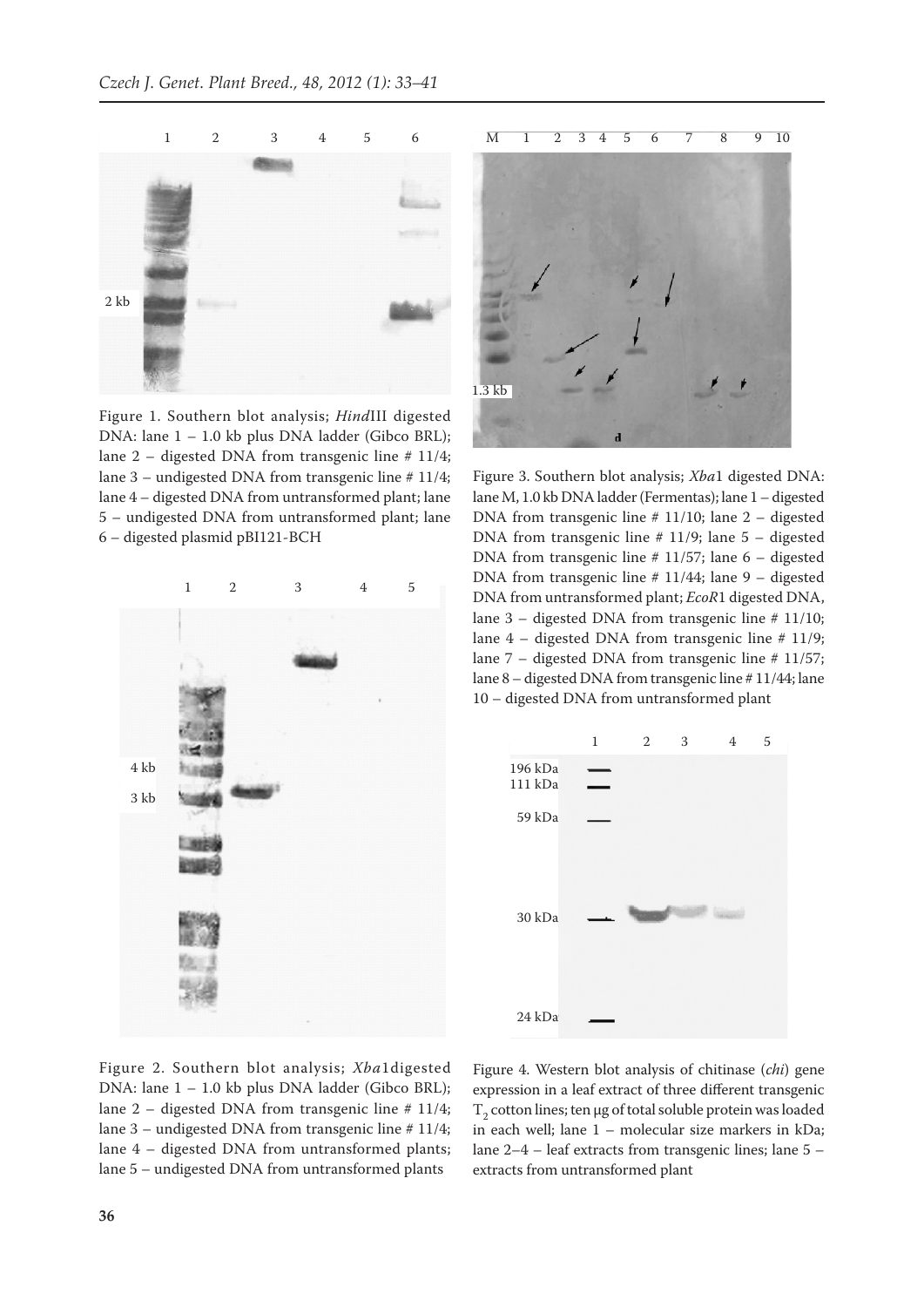Figure 1. Southern blot analysis; *Hind*III digested DNA: lane 1 – 1.0 kb plus DNA ladder (Gibco BRL); lane 2 – digested DNA from transgenic line # 11/4; lane 3 – undigested DNA from transgenic line # 11/4; lane 4 – digested DNA from untransformed plant; lane 5 – undigested DNA from untransformed plant; lane 6 – digested plasmid pBI121-BCH

Figure 2. Southern blot analysis; *Xba*1digested DNA: lane 1 – 1.0 kb plus DNA ladder (Gibco BRL); lane 2 – digested DNA from transgenic line # 11/4; lane 3 – undigested DNA from transgenic line # 11/4; lane 4 – digested DNA from untransformed plants; lane 5 – undigested DNA from untransformed plants

Figure 3. Southern blot analysis; *Xba*1 digested DNA: lane M, 1.0 kb DNA ladder (Fermentas); lane 1 – digested DNA from transgenic line # 11/10; lane 2 – digested DNA from transgenic line # 11/9; lane 5 – digested DNA from transgenic line # 11/57; lane 6 – digested DNA from transgenic line # 11/44; lane 9 – digested DNA from untransformed plant; *EcoR*1 digested DNA, lane 3 – digested DNA from transgenic line # 11/10; lane 4 – digested DNA from transgenic line # 11/9; lane 7 – digested DNA from transgenic line # 11/57; lane 8 – digested DNA from transgenic line # 11/44; lane 10 – digested DNA from untransformed plant

Figure 4. Western blot analysis of chitinase (*chi*) gene expression in a leaf extract of three different transgenic $T_2$ cotton lines; ten µg of total soluble protein was loaded in each well; lane 1 – molecular size markers in kDa; lane 2–4 – leaf extracts from transgenic lines; lane 5 – extracts from untransformed plant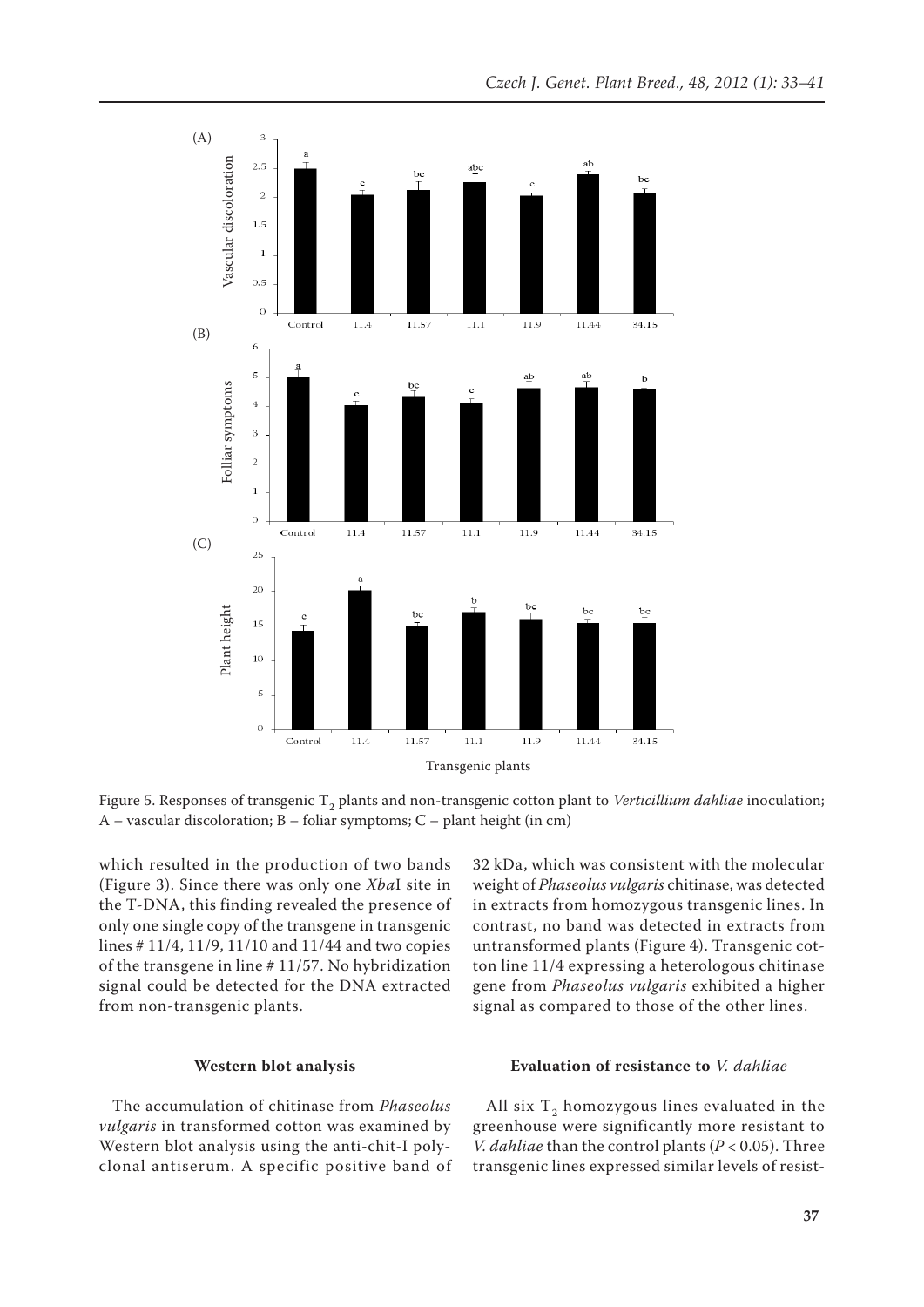Figure 5. Responses of transgenic $T_2$ plants and non-transgenic cotton plant to *Verticillium dahliae* inoculation; A – vascular discoloration; B – foliar symptoms; C – plant height (in cm)

which resulted in the production of two bands (Figure 3). Since there was only one *Xba*I site in the T-DNA, this finding revealed the presence of only one single copy of the transgene in transgenic lines # 11/4, 11/9, 11/10 and 11/44 and two copies of the transgene in line # 11/57. No hybridization signal could be detected for the DNA extracted from non-transgenic plants.

#### Western blot analysis

The accumulation of chitinase from *Phaseolus vulgaris* in transformed cotton was examined by Western blot analysis using the anti-chit-I polyclonal antiserum. A specific positive band of 32 kDa, which was consistent with the molecular weight of *Phaseolus vulgaris* chitinase, was detected in extracts from homozygous transgenic lines. In contrast, no band was detected in extracts from untransformed plants (Figure 4). Transgenic cotton line 11/4 expressing a heterologous chitinase gene from *Phaseolus vulgaris* exhibited a higher signal as compared to those of the other lines.

#### Evaluation of resistance to *V. dahliae*

All six $T_2$ homozygous lines evaluated in the greenhouse were significantly more resistant to *V. dahliae* than the control plants ($P < 0.05$). Three transgenic lines expressed similar levels of resist-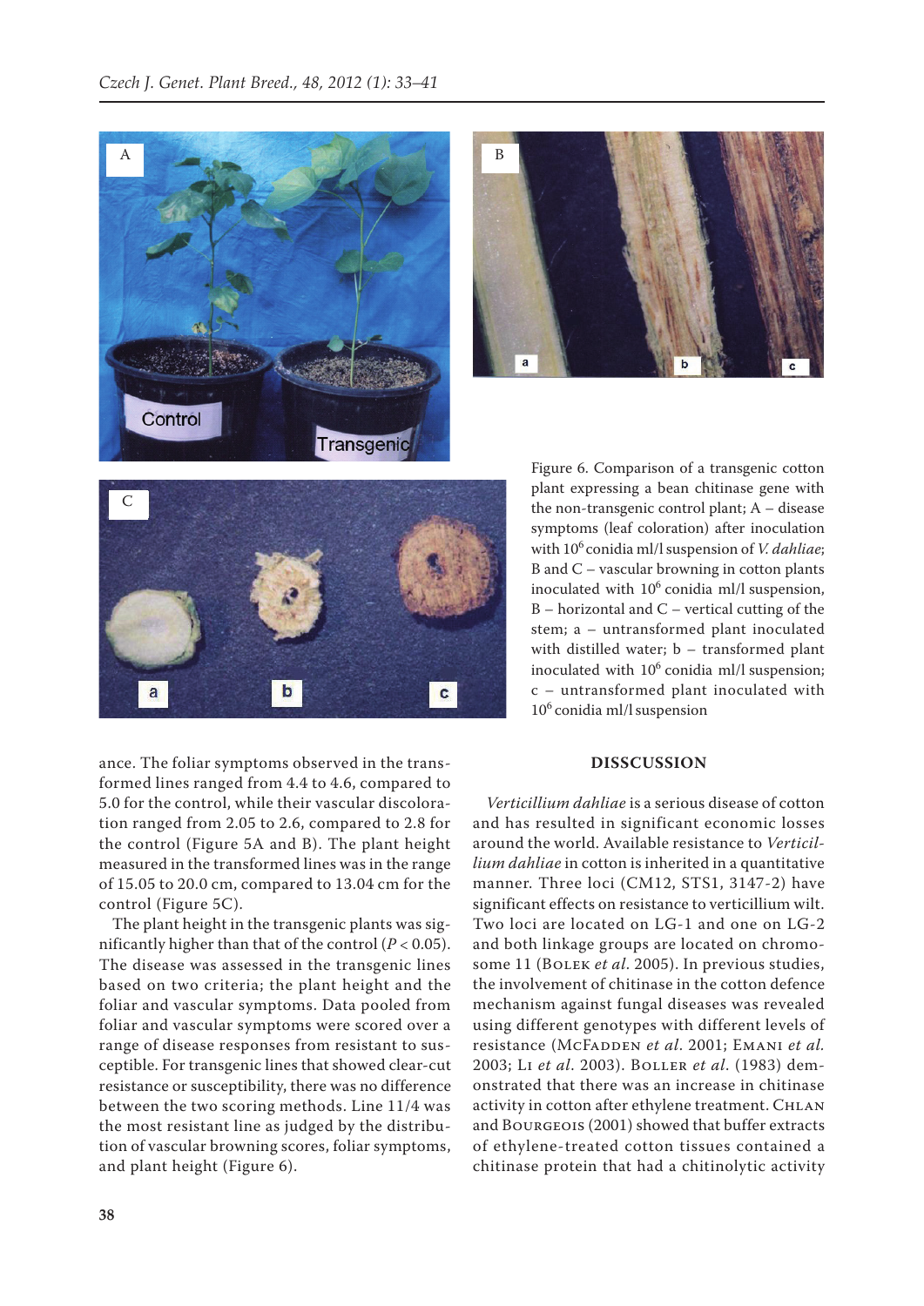Figure 6. Comparison of a transgenic cotton plant expressing a bean chitinase gene with the non-transgenic control plant; A – disease symptoms (leaf coloration) after inoculation with $10^6$ conidia ml/l suspension of *V. dahliae*; B and C – vascular browning in cotton plants inoculated with $10^6$ conidia ml/l suspension, B – horizontal and C – vertical cutting of the stem; a – untransformed plant inoculated with distilled water; b – transformed plant inoculated with $10^6$ conidia ml/l suspension; c – untransformed plant inoculated with $10^6$ conidia ml/l suspension

ance. The foliar symptoms observed in the transformed lines ranged from 4.4 to 4.6, compared to 5.0 for the control, while their vascular discoloration ranged from 2.05 to 2.6, compared to 2.8 for the control (Figure 5A and B). The plant height measured in the transformed lines was in the range of 15.05 to 20.0 cm, compared to 13.04 cm for the control (Figure 5C).

The plant height in the transgenic plants was significantly higher than that of the control ($P < 0.05$). The disease was assessed in the transgenic lines based on two criteria; the plant height and the foliar and vascular symptoms. Data pooled from foliar and vascular symptoms were scored over a range of disease responses from resistant to susceptible. For transgenic lines that showed clear-cut resistance or susceptibility, there was no difference between the two scoring methods. Line 11/4 was the most resistant line as judged by the distribution of vascular browning scores, foliar symptoms, and plant height (Figure 6).

## DISSCUSSION

*Verticillium dahliae* is a serious disease of cotton and has resulted in significant economic losses around the world. Available resistance to *Verticillium dahliae* in cotton is inherited in a quantitative manner. Three loci (CM12, STS1, 3147-2) have significant effects on resistance to verticillium wilt. Two loci are located on LG-1 and one on LG-2 and both linkage groups are located on chromosome 11 (Bolek *et al.* 2005). In previous studies, the involvement of chitinase in the cotton defence mechanism against fungal diseases was revealed using different genotypes with different levels of resistance (McFadden *et al.* 2001; Emani *et al.* 2003; Li *et al.* 2003). Boller *et al.* (1983) demonstrated that there was an increase in chitinase activity in cotton after ethylene treatment. Chlan and Bourgeois (2001) showed that buffer extracts of ethylene-treated cotton tissues contained a chitinase protein that had a chitinolytic activity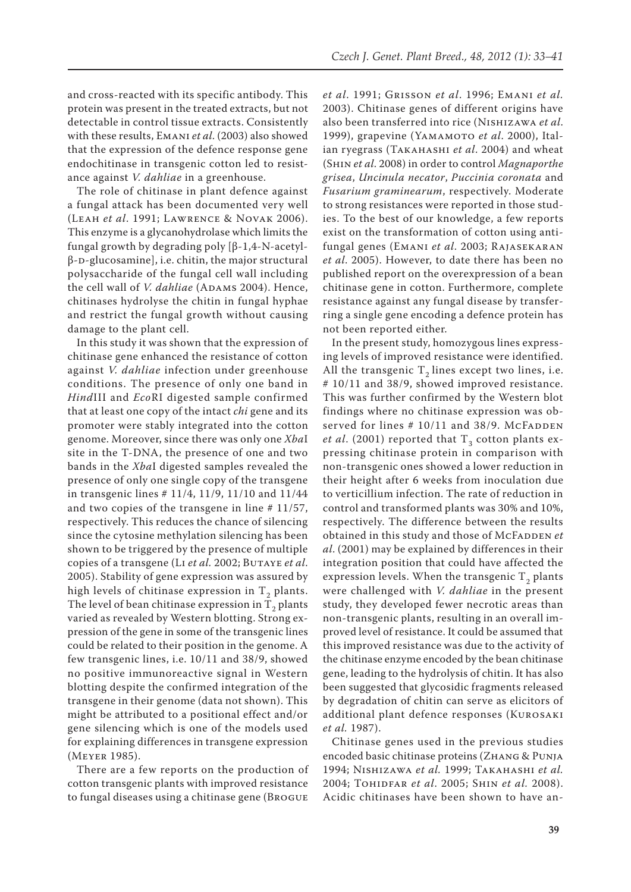and cross-reacted with its specific antibody. This protein was present in the treated extracts, but not detectable in control tissue extracts. Consistently with these results, Emani *et al.* (2003) also showed that the expression of the defence response gene endochitinase in transgenic cotton led to resistance against *V. dahliae* in a greenhouse.

The role of chitinase in plant defence against a fungal attack has been documented very well (Leah *et al*. 1991; Lawrence & Novak 2006). This enzyme is a glycanohydrolase which limits the fungal growth by degrading poly [β-1,4-N-acetyl-β-D-glucosamine], i.e. chitin, the major structural polysaccharide of the fungal cell wall including the cell wall of *V. dahliae* (Adams 2004). Hence, chitinases hydrolyse the chitin in fungal hyphae and restrict the fungal growth without causing damage to the plant cell.

In this study it was shown that the expression of chitinase gene enhanced the resistance of cotton against *V. dahliae* infection under greenhouse conditions. The presence of only one band in *Hind*III and *Eco*RI digested sample confirmed that at least one copy of the intact *chi* gene and its promoter were stably integrated into the cotton genome. Moreover, since there was only one *Xba*I site in the T-DNA, the presence of one and two bands in the *Xba*I digested samples revealed the presence of only one single copy of the transgene in transgenic lines # 11/4, 11/9, 11/10 and 11/44 and two copies of the transgene in line # 11/57, respectively. This reduces the chance of silencing since the cytosine methylation silencing has been shown to be triggered by the presence of multiple copies of a transgene (Li *et al.* 2002; Butaye *et al*. 2005). Stability of gene expression was assured by high levels of chitinase expression in $T_2$ plants. The level of bean chitinase expression in $T_2$ plants varied as revealed by Western blotting. Strong expression of the gene in some of the transgenic lines could be related to their position in the genome. A few transgenic lines, i.e. 10/11 and 38/9, showed no positive immunoreactive signal in Western blotting despite the confirmed integration of the transgene in their genome (data not shown). This might be attributed to a positional effect and/or gene silencing which is one of the models used for explaining differences in transgene expression (Meyer 1985).

There are a few reports on the production of cotton transgenic plants with improved resistance to fungal diseases using a chitinase gene (Brogue *et al*. 1991; Grisson *et al*. 1996; Emani *et al.* 2003). Chitinase genes of different origins have also been transferred into rice (Nishizawa *et al*. 1999), grapevine (Yamamoto *et al*. 2000), Italian ryegrass (Takahashi *et al*. 2004) and wheat (Shin *et al.* 2008) in order to control *Magnaporthe grisea*, *Uncinula necator*, *Puccinia coronata* and *Fusarium graminearum*, respectively. Moderate to strong resistances were reported in those studies. To the best of our knowledge, a few reports exist on the transformation of cotton using antifungal genes (Emani *et al*. 2003; Rajasekaran *et al*. 2005). However, to date there has been no published report on the overexpression of a bean chitinase gene in cotton. Furthermore, complete resistance against any fungal disease by transferring a single gene encoding a defence protein has not been reported either.

In the present study, homozygous lines expressing levels of improved resistance were identified. All the transgenic $T_2$ lines except two lines, i.e. # 10/11 and 38/9, showed improved resistance. This was further confirmed by the Western blot findings where no chitinase expression was observed for lines # 10/11 and 38/9. McFadden *et al*. (2001) reported that $T_3$ cotton plants expressing chitinase protein in comparison with non-transgenic ones showed a lower reduction in their height after 6 weeks from inoculation due to verticillium infection. The rate of reduction in control and transformed plants was 30% and 10%, respectively. The difference between the results obtained in this study and those of McFadden *et al*. (2001) may be explained by differences in their integration position that could have affected the expression levels. When the transgenic $T_2$ plants were challenged with *V. dahliae* in the present study, they developed fewer necrotic areas than non-transgenic plants, resulting in an overall improved level of resistance. It could be assumed that this improved resistance was due to the activity of the chitinase enzyme encoded by the bean chitinase gene, leading to the hydrolysis of chitin. It has also been suggested that glycosidic fragments released by degradation of chitin can serve as elicitors of additional plant defence responses (Kurosaki *et al.* 1987).

Chitinase genes used in the previous studies encoded basic chitinase proteins (Zhang & Punja 1994; Nishizawa *et al.* 1999; Takahashi *et al.* 2004; Tohidfar *et al*. 2005; Shin *et al*. 2008). Acidic chitinases have been shown to have an-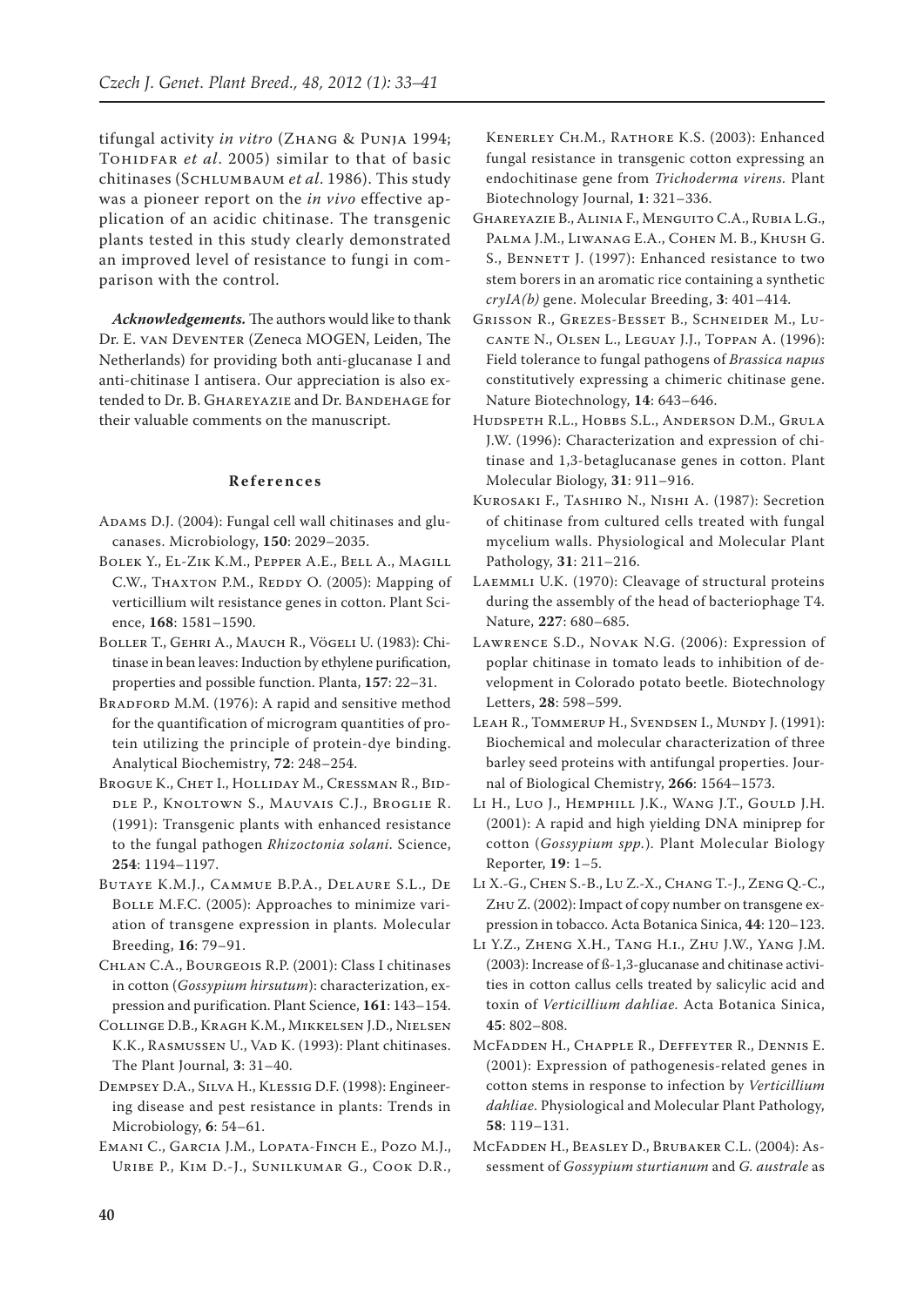tifungal activity *in vitro* (Zhang & Punja 1994; Tohidfar *et al*. 2005) similar to that of basic chitinases (Schlumbaum *et al*. 1986). This study was a pioneer report on the *in vivo* effective application of an acidic chitinase. The transgenic plants tested in this study clearly demonstrated an improved level of resistance to fungi in comparison with the control.

***Acknowledgements.*** The authors would like to thank Dr. E. van Deventer (Zeneca MOGEN, Leiden, The Netherlands) for providing both anti-glucanase I and anti-chitinase I antisera. Our appreciation is also extended to Dr. B. Ghareyazie and Dr. Bandehage for their valuable comments on the manuscript.

## References

Adams D.J. (2004): Fungal cell wall chitinases and glucanases. Microbiology, **150**: 2029–2035.

Bolek Y., El-Zik K.M., Pepper A.E., Bell A., Magill C.W., Thaxton P.M., Reddy O. (2005): Mapping of verticillium wilt resistance genes in cotton. Plant Science, **168**: 1581–1590.

Boller T., Gehri A., Mauch R., Vögeli U. (1983): Chitinase in bean leaves: Induction by ethylene purification, properties and possible function. Planta, **157**: 22–31.

Bradford M.M. (1976): A rapid and sensitive method for the quantification of microgram quantities of protein utilizing the principle of protein-dye binding. Analytical Biochemistry, **72**: 248–254.

Brogue K., Chet I., Holliday M., Cressman R., Biddle P., Knoltown S., Mauvais C.J., Broglie R. (1991): Transgenic plants with enhanced resistance to the fungal pathogen *Rhizoctonia solani*. Science, **254**: 1194–1197.

Butaye K.M.J., Cammue B.P.A., Delaure S.L., De Bolle M.F.C. (2005): Approaches to minimize variation of transgene expression in plants*.* Molecular Breeding, **16**: 79–91.

Chlan C.A., Bourgeois R.P. (2001): Class I chitinases in cotton (*Gossypium hirsutum*): characterization, expression and purification. Plant Science, **161**: 143–154.

Collinge D.B., Kragh K.M., Mikkelsen J.D., Nielsen K.K., Rasmussen U., Vad K. (1993): Plant chitinases. The Plant Journal, **3**: 31–40.

Dempsey D.A., Silva H., Klessig D.F. (1998): Engineering disease and pest resistance in plants: Trends in Microbiology, **6**: 54–61.

Emani C., Garcia J.M., Lopata-Finch E., Pozo M.J., Uribe P., Kim D.-J., Sunilkumar G., Cook D.R., Kenerley Ch.M., Rathore K.S. (2003): Enhanced fungal resistance in transgenic cotton expressing an endochitinase gene from *Trichoderma virens.* Plant Biotechnology Journal, **1**: 321–336.

Ghareyazie B., Alinia F., Menguito C.A., Rubia L.G., Palma J.M., Liwanag E.A., Cohen M. B., Khush G. S., Bennett J. (1997): Enhanced resistance to two stem borers in an aromatic rice containing a synthetic *cryIA(b)* gene. Molecular Breeding, **3**: 401–414.

Grisson R., Grezes-Besset B., Schneider M., Lucante N., Olsen L., Leguay J.J., Toppan A. (1996): Field tolerance to fungal pathogens of *Brassica napus* constitutively expressing a chimeric chitinase gene. Nature Biotechnology, **14**: 643–646.

Hudspeth R.L., Hobbs S.L., Anderson D.M., Grula J.W. (1996): Characterization and expression of chitinase and 1,3-betaglucanase genes in cotton. Plant Molecular Biology, **31**: 911–916.

Kurosaki F., Tashiro N., Nishi A. (1987): Secretion of chitinase from cultured cells treated with fungal mycelium walls. Physiological and Molecular Plant Pathology, **31**: 211–216.

Laemmli U.K. (1970): Cleavage of structural proteins during the assembly of the head of bacteriophage T4. Nature, **227**: 680–685.

Lawrence S.D., Novak N.G. (2006): Expression of poplar chitinase in tomato leads to inhibition of development in Colorado potato beetle. Biotechnology Letters, **28**: 598–599.

Leah R., Tommerup H., Svendsen I., Mundy J. (1991): Biochemical and molecular characterization of three barley seed proteins with antifungal properties. Journal of Biological Chemistry, **266**: 1564–1573.

Li H., Luo J., Hemphill J.K., Wang J.T., Gould J.H. (2001): A rapid and high yielding DNA miniprep for cotton (*Gossypium spp.*). Plant Molecular Biology Reporter, **19**: 1–5.

Li X.-G., Chen S.-B., Lu Z.-X., Chang T.-J., Zeng Q.-C., Zhu Z. (2002): Impact of copy number on transgene expression in tobacco. Acta Botanica Sinica, **44**: 120–123.

Li Y.Z., Zheng X.H., Tang H.i., Zhu J.W., Yang J.M. (2003): Increase of ß-1,3-glucanase and chitinase activities in cotton callus cells treated by salicylic acid and toxin of *Verticillium dahliae.* Acta Botanica Sinica, **45**: 802–808.

McFadden H., Chapple R., Deffeyter R., Dennis E. (2001): Expression of pathogenesis-related genes in cotton stems in response to infection by *Verticillium dahliae*. Physiological and Molecular Plant Pathology, **58**: 119–131.

McFadden H., Beasley D., Brubaker C.L. (2004): Assessment of *Gossypium sturtianum* and *G. australe* as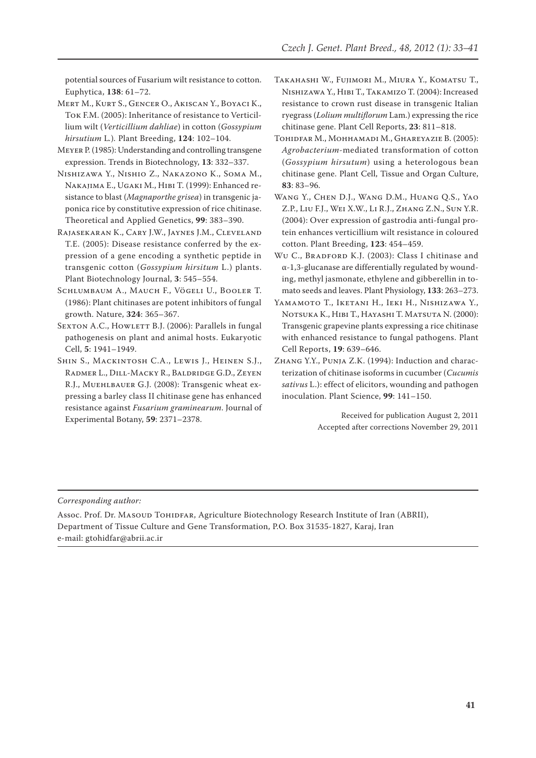potential sources of Fusarium wilt resistance to cotton. Euphytica, **138**: 61–72.

Mert M., Kurt S., Gencer O., Akiscan Y., Boyaci K., Tok F.M. (2005): Inheritance of resistance to Verticillium wilt (*Verticillium dahliae*) in cotton (*Gossypium hirsutium* L.). Plant Breeding, **124**: 102–104.

Meyer P. (1985): Understanding and controlling transgene expression. Trends in Biotechnology, **13**: 332–337.

Nishizawa Y., Nishio Z., Nakazono K., Soma M., Nakajima E., Ugaki M., Hibi T. (1999): Enhanced resistance to blast (*Magnaporthe grisea*) in transgenic japonica rice by constitutive expression of rice chitinase. Theoretical and Applied Genetics, **99**: 383–390.

Rajasekaran K., Cary J.W., Jaynes J.M., Cleveland T.E. (2005): Disease resistance conferred by the expression of a gene encoding a synthetic peptide in transgenic cotton (*Gossypium hirsitum* L.) plants. Plant Biotechnology Journal, **3**: 545–554.

Schlumbaum A., Mauch F., Vögeli U., Booler T. (1986): Plant chitinases are potent inhibitors of fungal growth. Nature, **324**: 365–367.

Sexton A.C., Howlett B.J. (2006): Parallels in fungal pathogenesis on plant and animal hosts. Eukaryotic Cell, **5**: 1941–1949.

Shin S., Mackintosh C.A., Lewis J., Heinen S.J., Radmer L., Dill-Macky R., Baldridge G.D., Zeyen R.J., Muehlbauer G.J. (2008): Transgenic wheat expressing a barley class II chitinase gene has enhanced resistance against *Fusarium graminearum*. Journal of Experimental Botany, **59**: 2371–2378.

Takahashi W., Fujimori M., Miura Y., Komatsu T., Nishizawa Y., Hibi T., Takamizo T. (2004): Increased resistance to crown rust disease in transgenic Italian ryegrass (*Lolium multiflorum* Lam.) expressing the rice chitinase gene. Plant Cell Reports, **23**: 811–818.

Tohidfar M., Mohhamadi M., Ghareyazie B. (2005): *Agrobacterium*-mediated transformation of cotton (*Gossypium hirsutum*) using a heterologous bean chitinase gene. Plant Cell, Tissue and Organ Culture, **83**: 83–96.

Wang Y., Chen D.J., Wang D.M., Huang Q.S., Yao Z.P., Liu F.J., Wei X.W., Li R.J., Zhang Z.N., Sun Y.R. (2004): Over expression of gastrodia anti-fungal protein enhances verticillium wilt resistance in coloured cotton. Plant Breeding, **123**: 454–459.

Wu C., Bradford K.J. (2003): Class I chitinase and α-1,3-glucanase are differentially regulated by wounding, methyl jasmonate, ethylene and gibberellin in tomato seeds and leaves. Plant Physiology, **133**: 263–273.

Yamamoto T., Iketani H., Ieki H., Nishizawa Y., Notsuka K., Hibi T., Hayashi T. Matsuta N. (2000): Transgenic grapevine plants expressing a rice chitinase with enhanced resistance to fungal pathogens. Plant Cell Reports, **19**: 639–646.

Zhang Y.Y., Punja Z.K. (1994): Induction and characterization of chitinase isoforms in cucumber (*Cucumis sativus* L.): effect of elicitors, wounding and pathogen inoculation. Plant Science, **99**: 141–150.

Received for publication August 2, 2011
Accepted after corrections November 29, 2011

*Corresponding author:*

Assoc. Prof. Dr. Masoud Tohidfar, Agriculture Biotechnology Research Institute of Iran (ABRII), Department of Tissue Culture and Gene Transformation, P.O. Box 31535-1827, Karaj, Iran
e-mail: gtohidfar@abrii.ac.ir